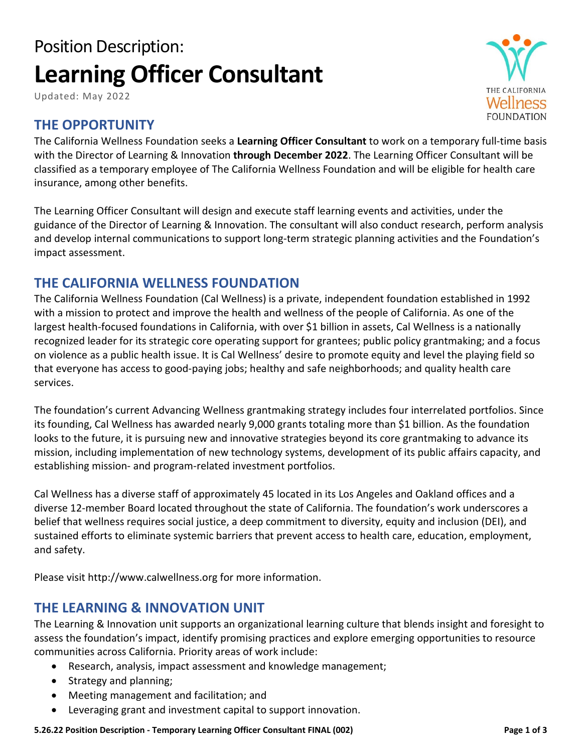# Position Description:
# Learning Officer Consultant

Updated: May 2022

## THE OPPORTUNITY

The California Wellness Foundation seeks a **Learning Officer Consultant** to work on a temporary full-time basis with the Director of Learning & Innovation **through December 2022**. The Learning Officer Consultant will be classified as a temporary employee of The California Wellness Foundation and will be eligible for health care insurance, among other benefits.

The Learning Officer Consultant will design and execute staff learning events and activities, under the guidance of the Director of Learning & Innovation. The consultant will also conduct research, perform analysis and develop internal communications to support long-term strategic planning activities and the Foundation's impact assessment.

## THE CALIFORNIA WELLNESS FOUNDATION

The California Wellness Foundation (Cal Wellness) is a private, independent foundation established in 1992 with a mission to protect and improve the health and wellness of the people of California. As one of the largest health-focused foundations in California, with over $1 billion in assets, Cal Wellness is a nationally recognized leader for its strategic core operating support for grantees; public policy grantmaking; and a focus on violence as a public health issue. It is Cal Wellness' desire to promote equity and level the playing field so that everyone has access to good-paying jobs; healthy and safe neighborhoods; and quality health care services.

The foundation's current Advancing Wellness grantmaking strategy includes four interrelated portfolios. Since its founding, Cal Wellness has awarded nearly 9,000 grants totaling more than $1 billion. As the foundation looks to the future, it is pursuing new and innovative strategies beyond its core grantmaking to advance its mission, including implementation of new technology systems, development of its public affairs capacity, and establishing mission- and program-related investment portfolios.

Cal Wellness has a diverse staff of approximately 45 located in its Los Angeles and Oakland offices and a diverse 12-member Board located throughout the state of California. The foundation's work underscores a belief that wellness requires social justice, a deep commitment to diversity, equity and inclusion (DEI), and sustained efforts to eliminate systemic barriers that prevent access to health care, education, employment, and safety.

Please visit http://www.calwellness.org for more information.

## THE LEARNING & INNOVATION UNIT

The Learning & Innovation unit supports an organizational learning culture that blends insight and foresight to assess the foundation's impact, identify promising practices and explore emerging opportunities to resource communities across California. Priority areas of work include:

- Research, analysis, impact assessment and knowledge management;
- Strategy and planning;
- Meeting management and facilitation; and
- Leveraging grant and investment capital to support innovation.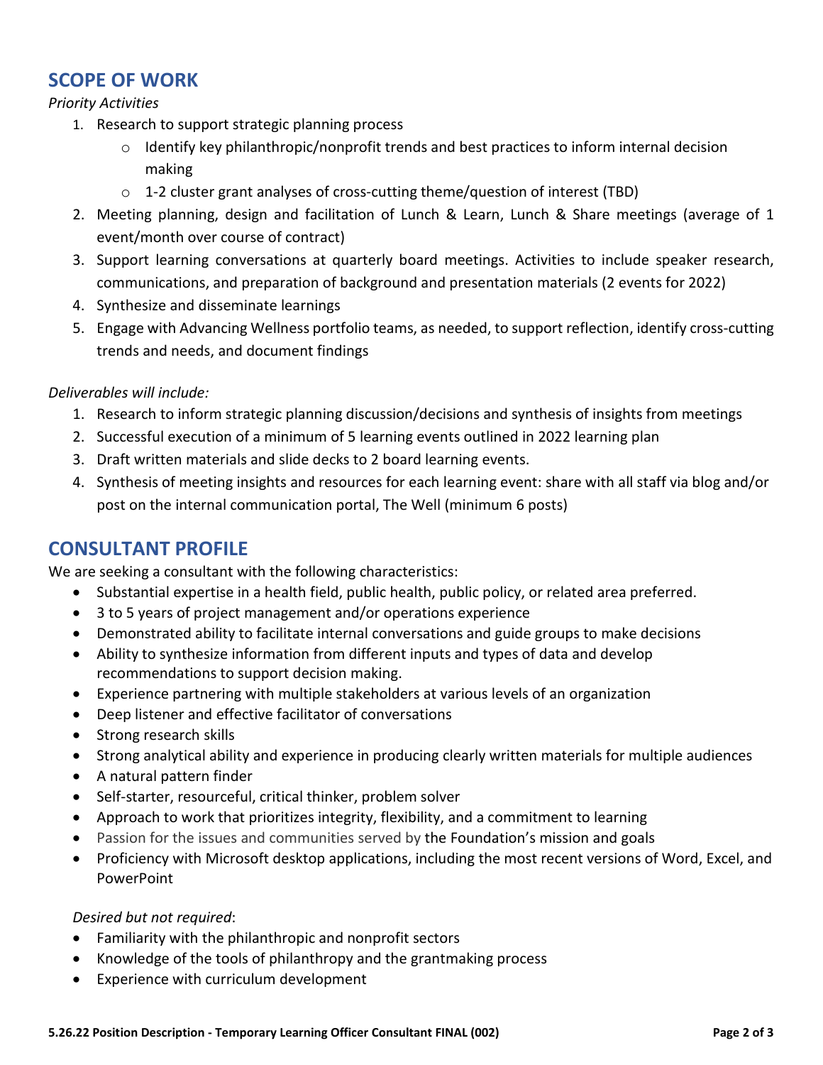## SCOPE OF WORK

*Priority Activities*

1. Research to support strategic planning process
   - Identify key philanthropic/nonprofit trends and best practices to inform internal decision making
   - 1-2 cluster grant analyses of cross-cutting theme/question of interest (TBD)
2. Meeting planning, design and facilitation of Lunch & Learn, Lunch & Share meetings (average of 1 event/month over course of contract)
3. Support learning conversations at quarterly board meetings. Activities to include speaker research, communications, and preparation of background and presentation materials (2 events for 2022)
4. Synthesize and disseminate learnings
5. Engage with Advancing Wellness portfolio teams, as needed, to support reflection, identify cross-cutting trends and needs, and document findings

*Deliverables will include:*

1. Research to inform strategic planning discussion/decisions and synthesis of insights from meetings
2. Successful execution of a minimum of 5 learning events outlined in 2022 learning plan
3. Draft written materials and slide decks to 2 board learning events.
4. Synthesis of meeting insights and resources for each learning event: share with all staff via blog and/or post on the internal communication portal, The Well (minimum 6 posts)

## CONSULTANT PROFILE

We are seeking a consultant with the following characteristics:

- Substantial expertise in a health field, public health, public policy, or related area preferred.
- 3 to 5 years of project management and/or operations experience
- Demonstrated ability to facilitate internal conversations and guide groups to make decisions
- Ability to synthesize information from different inputs and types of data and develop recommendations to support decision making.
- Experience partnering with multiple stakeholders at various levels of an organization
- Deep listener and effective facilitator of conversations
- Strong research skills
- Strong analytical ability and experience in producing clearly written materials for multiple audiences
- A natural pattern finder
- Self-starter, resourceful, critical thinker, problem solver
- Approach to work that prioritizes integrity, flexibility, and a commitment to learning
- Passion for the issues and communities served by the Foundation's mission and goals
- Proficiency with Microsoft desktop applications, including the most recent versions of Word, Excel, and PowerPoint

*Desired but not required*:

- Familiarity with the philanthropic and nonprofit sectors
- Knowledge of the tools of philanthropy and the grantmaking process
- Experience with curriculum development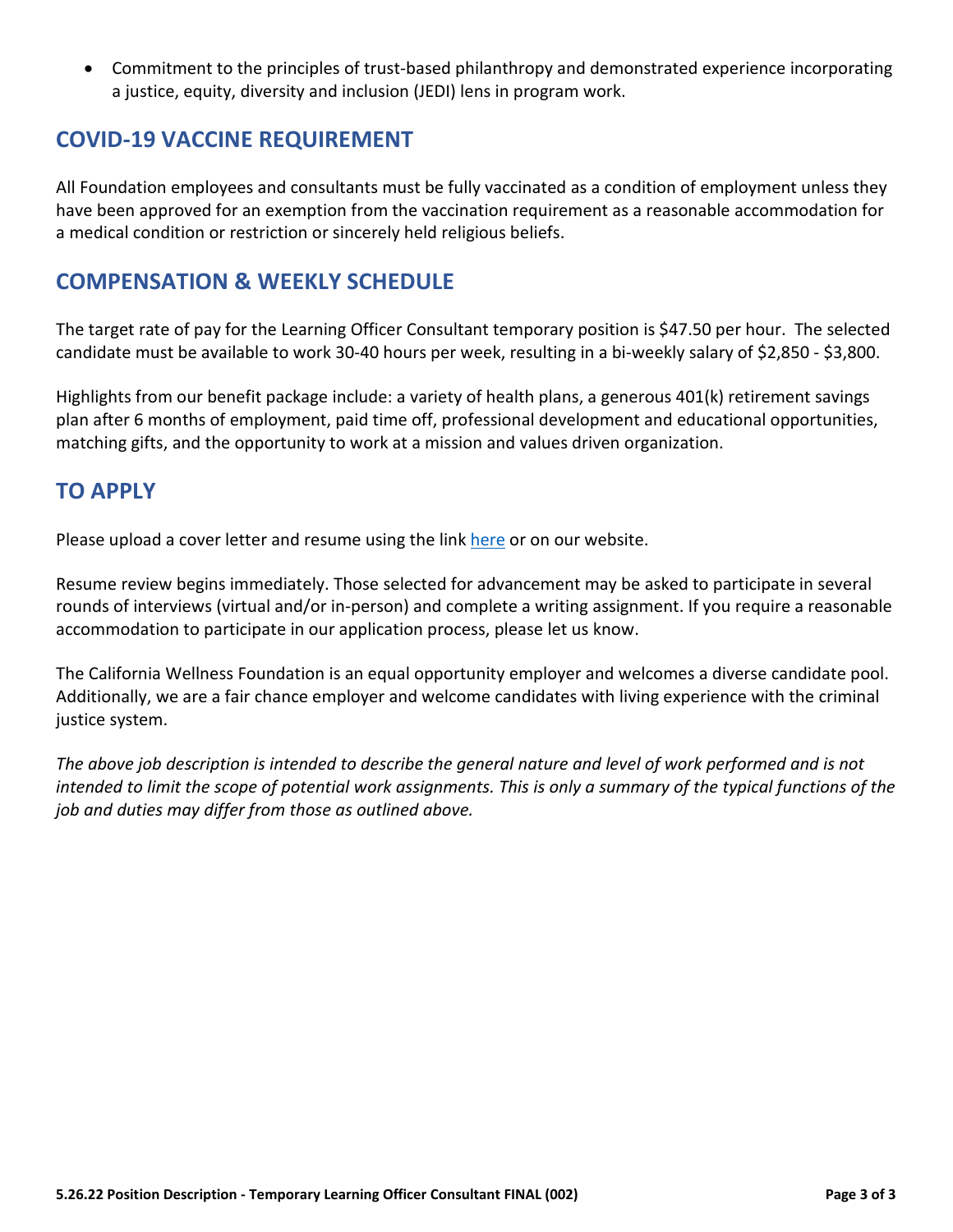- Commitment to the principles of trust-based philanthropy and demonstrated experience incorporating a justice, equity, diversity and inclusion (JEDI) lens in program work.

## COVID-19 VACCINE REQUIREMENT

All Foundation employees and consultants must be fully vaccinated as a condition of employment unless they have been approved for an exemption from the vaccination requirement as a reasonable accommodation for a medical condition or restriction or sincerely held religious beliefs.

## COMPENSATION & WEEKLY SCHEDULE

The target rate of pay for the Learning Officer Consultant temporary position is $47.50 per hour. The selected candidate must be available to work 30-40 hours per week, resulting in a bi-weekly salary of $2,850 - $3,800.

Highlights from our benefit package include: a variety of health plans, a generous 401(k) retirement savings plan after 6 months of employment, paid time off, professional development and educational opportunities, matching gifts, and the opportunity to work at a mission and values driven organization.

## TO APPLY

Please upload a cover letter and resume using the link here or on our website.

Resume review begins immediately. Those selected for advancement may be asked to participate in several rounds of interviews (virtual and/or in-person) and complete a writing assignment. If you require a reasonable accommodation to participate in our application process, please let us know.

The California Wellness Foundation is an equal opportunity employer and welcomes a diverse candidate pool. Additionally, we are a fair chance employer and welcome candidates with living experience with the criminal justice system.

*The above job description is intended to describe the general nature and level of work performed and is not intended to limit the scope of potential work assignments. This is only a summary of the typical functions of the job and duties may differ from those as outlined above.*